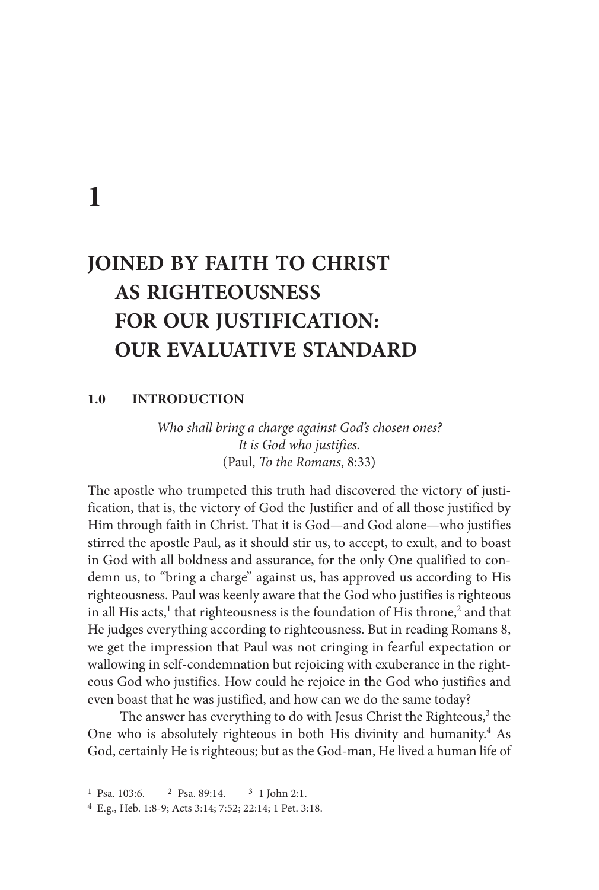# 1

# JOINED BY FAITH TO CHRIST AS RIGHTEOUSNESS FOR OUR JUSTIFICATION: OUR EVALUATIVE STANDARD

## 1.0 INTRODUCTION

*Who shall bring a charge against God's chosen ones?*
*It is God who justifies.*
(Paul, *To the Romans*, 8:33)

The apostle who trumpeted this truth had discovered the victory of justification, that is, the victory of God the Justifier and of all those justified by Him through faith in Christ. That it is God—and God alone—who justifies stirred the apostle Paul, as it should stir us, to accept, to exult, and to boast in God with all boldness and assurance, for the only One qualified to condemn us, to "bring a charge" against us, has approved us according to His righteousness. Paul was keenly aware that the God who justifies is righteous in all His acts,[1] that righteousness is the foundation of His throne,[2] and that He judges everything according to righteousness. But in reading Romans 8, we get the impression that Paul was not cringing in fearful expectation or wallowing in self-condemnation but rejoicing with exuberance in the righteous God who justifies. How could he rejoice in the God who justifies and even boast that he was justified, and how can we do the same today?

The answer has everything to do with Jesus Christ the Righteous,[3] the One who is absolutely righteous in both His divinity and humanity.[4] As God, certainly He is righteous; but as the God-man, He lived a human life of

[1] Psa. 103:6. [2] Psa. 89:14. [3] 1 John 2:1.

[4] E.g., Heb. 1:8-9; Acts 3:14; 7:52; 22:14; 1 Pet. 3:18.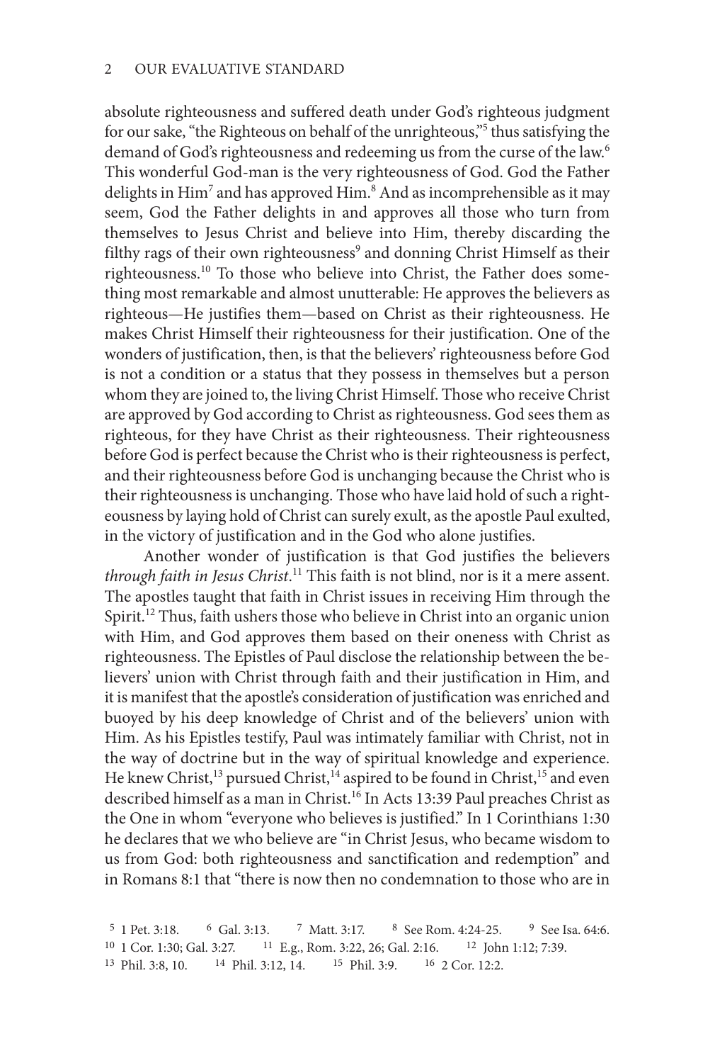absolute righteousness and suffered death under God's righteous judgment for our sake, "the Righteous on behalf of the unrighteous,"[5] thus satisfying the demand of God's righteousness and redeeming us from the curse of the law.[6] This wonderful God-man is the very righteousness of God. God the Father delights in Him[7] and has approved Him.[8] And as incomprehensible as it may seem, God the Father delights in and approves all those who turn from themselves to Jesus Christ and believe into Him, thereby discarding the filthy rags of their own righteousness[9] and donning Christ Himself as their righteousness.[10] To those who believe into Christ, the Father does something most remarkable and almost unutterable: He approves the believers as righteous—He justifies them—based on Christ as their righteousness. He makes Christ Himself their righteousness for their justification. One of the wonders of justification, then, is that the believers' righteousness before God is not a condition or a status that they possess in themselves but a person whom they are joined to, the living Christ Himself. Those who receive Christ are approved by God according to Christ as righteousness. God sees them as righteous, for they have Christ as their righteousness. Their righteousness before God is perfect because the Christ who is their righteousness is perfect, and their righteousness before God is unchanging because the Christ who is their righteousness is unchanging. Those who have laid hold of such a righteousness by laying hold of Christ can surely exult, as the apostle Paul exulted, in the victory of justification and in the God who alone justifies.

Another wonder of justification is that God justifies the believers *through faith in Jesus Christ*.[11] This faith is not blind, nor is it a mere assent. The apostles taught that faith in Christ issues in receiving Him through the Spirit.[12] Thus, faith ushers those who believe in Christ into an organic union with Him, and God approves them based on their oneness with Christ as righteousness. The Epistles of Paul disclose the relationship between the believers' union with Christ through faith and their justification in Him, and it is manifest that the apostle's consideration of justification was enriched and buoyed by his deep knowledge of Christ and of the believers' union with Him. As his Epistles testify, Paul was intimately familiar with Christ, not in the way of doctrine but in the way of spiritual knowledge and experience. He knew Christ,[13] pursued Christ,[14] aspired to be found in Christ,[15] and even described himself as a man in Christ.[16] In Acts 13:39 Paul preaches Christ as the One in whom "everyone who believes is justified." In 1 Corinthians 1:30 he declares that we who believe are "in Christ Jesus, who became wisdom to us from God: both righteousness and sanctification and redemption" and in Romans 8:1 that "there is now then no condemnation to those who are in

[5] 1 Pet. 3:18. [6] Gal. 3:13. [7] Matt. 3:17. [8] See Rom. 4:24-25. [9] See Isa. 64:6.
[10] 1 Cor. 1:30; Gal. 3:27. [11] E.g., Rom. 3:22, 26; Gal. 2:16. [12] John 1:12; 7:39.
[13] Phil. 3:8, 10. [14] Phil. 3:12, 14. [15] Phil. 3:9. [16] 2 Cor. 12:2.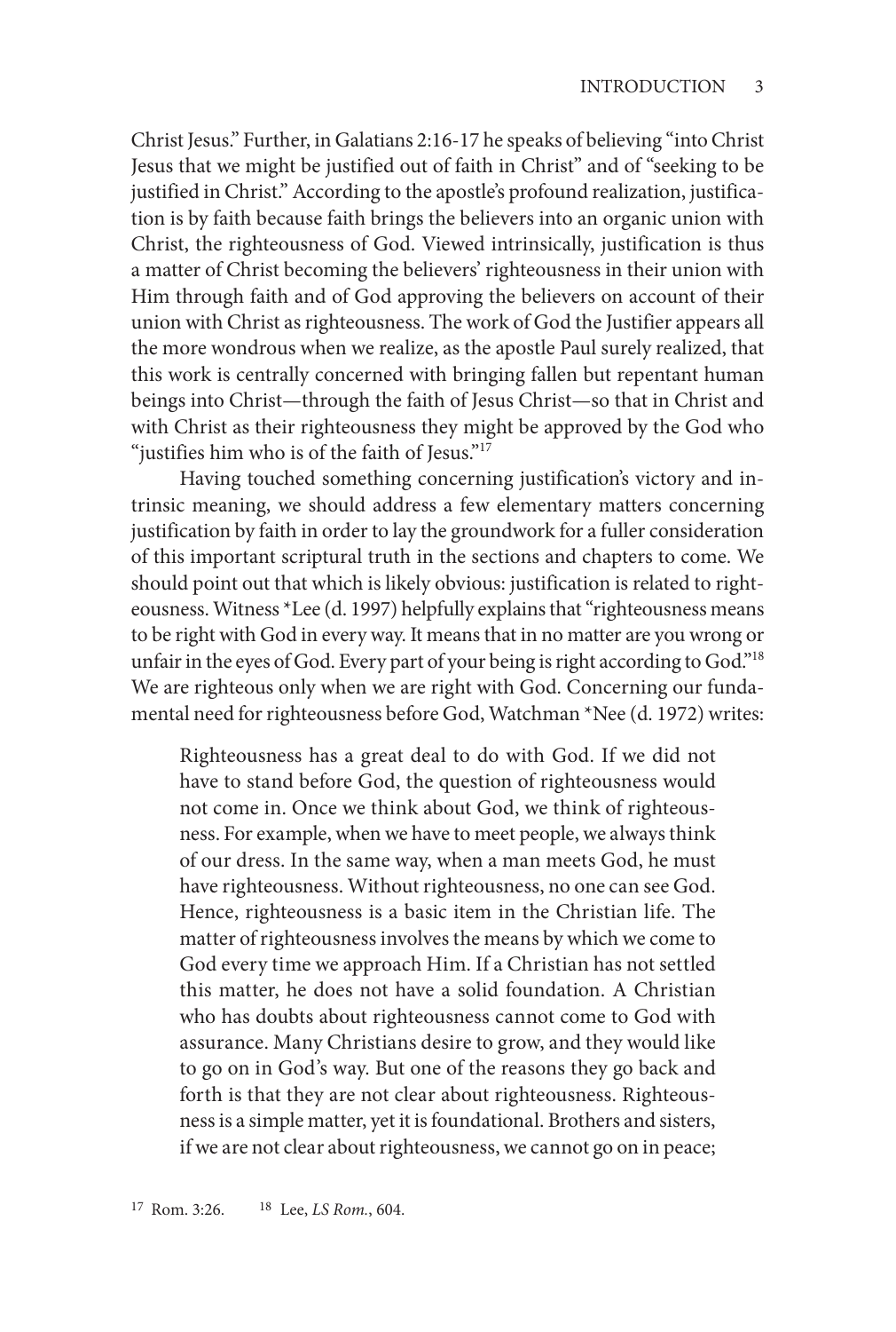Christ Jesus." Further, in Galatians 2:16-17 he speaks of believing "into Christ Jesus that we might be justified out of faith in Christ" and of "seeking to be justified in Christ." According to the apostle's profound realization, justification is by faith because faith brings the believers into an organic union with Christ, the righteousness of God. Viewed intrinsically, justification is thus a matter of Christ becoming the believers' righteousness in their union with Him through faith and of God approving the believers on account of their union with Christ as righteousness. The work of God the Justifier appears all the more wondrous when we realize, as the apostle Paul surely realized, that this work is centrally concerned with bringing fallen but repentant human beings into Christ—through the faith of Jesus Christ—so that in Christ and with Christ as their righteousness they might be approved by the God who "justifies him who is of the faith of Jesus."[17]

Having touched something concerning justification's victory and intrinsic meaning, we should address a few elementary matters concerning justification by faith in order to lay the groundwork for a fuller consideration of this important scriptural truth in the sections and chapters to come. We should point out that which is likely obvious: justification is related to righteousness. Witness *Lee (d. 1997) helpfully explains that "righteousness means to be right with God in every way. It means that in no matter are you wrong or unfair in the eyes of God. Every part of your being is right according to God."[18] We are righteous only when we are right with God. Concerning our fundamental need for righteousness before God, Watchman *Nee (d. 1972) writes:

> Righteousness has a great deal to do with God. If we did not have to stand before God, the question of righteousness would not come in. Once we think about God, we think of righteousness. For example, when we have to meet people, we always think of our dress. In the same way, when a man meets God, he must have righteousness. Without righteousness, no one can see God. Hence, righteousness is a basic item in the Christian life. The matter of righteousness involves the means by which we come to God every time we approach Him. If a Christian has not settled this matter, he does not have a solid foundation. A Christian who has doubts about righteousness cannot come to God with assurance. Many Christians desire to grow, and they would like to go on in God's way. But one of the reasons they go back and forth is that they are not clear about righteousness. Righteousness is a simple matter, yet it is foundational. Brothers and sisters, if we are not clear about righteousness, we cannot go on in peace;

[17] Rom. 3:26. [18] Lee, *LS Rom.*, 604.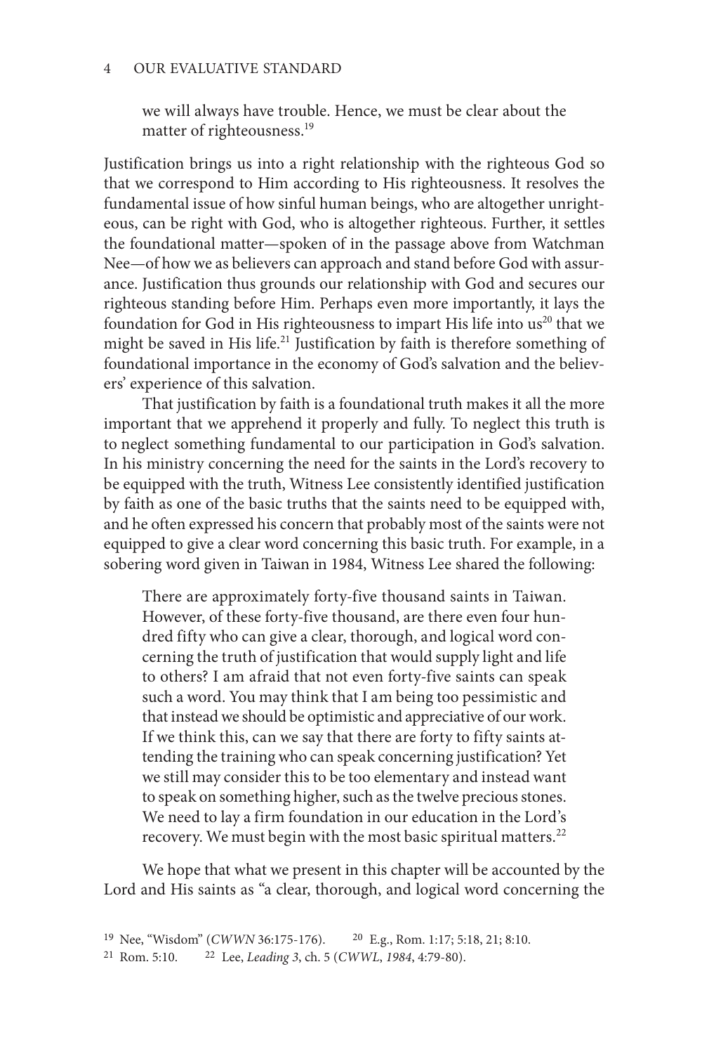> we will always have trouble. Hence, we must be clear about the matter of righteousness.[19]

Justification brings us into a right relationship with the righteous God so that we correspond to Him according to His righteousness. It resolves the fundamental issue of how sinful human beings, who are altogether unrighteous, can be right with God, who is altogether righteous. Further, it settles the foundational matter—spoken of in the passage above from Watchman Nee—of how we as believers can approach and stand before God with assurance. Justification thus grounds our relationship with God and secures our righteous standing before Him. Perhaps even more importantly, it lays the foundation for God in His righteousness to impart His life into us[20] that we might be saved in His life.[21] Justification by faith is therefore something of foundational importance in the economy of God's salvation and the believers' experience of this salvation.

That justification by faith is a foundational truth makes it all the more important that we apprehend it properly and fully. To neglect this truth is to neglect something fundamental to our participation in God's salvation. In his ministry concerning the need for the saints in the Lord's recovery to be equipped with the truth, Witness Lee consistently identified justification by faith as one of the basic truths that the saints need to be equipped with, and he often expressed his concern that probably most of the saints were not equipped to give a clear word concerning this basic truth. For example, in a sobering word given in Taiwan in 1984, Witness Lee shared the following:

> There are approximately forty-five thousand saints in Taiwan. However, of these forty-five thousand, are there even four hundred fifty who can give a clear, thorough, and logical word concerning the truth of justification that would supply light and life to others? I am afraid that not even forty-five saints can speak such a word. You may think that I am being too pessimistic and that instead we should be optimistic and appreciative of our work. If we think this, can we say that there are forty to fifty saints attending the training who can speak concerning justification? Yet we still may consider this to be too elementary and instead want to speak on something higher, such as the twelve precious stones. We need to lay a firm foundation in our education in the Lord's recovery. We must begin with the most basic spiritual matters.[22]

We hope that what we present in this chapter will be accounted by the Lord and His saints as "a clear, thorough, and logical word concerning the

---

[19] Nee, "Wisdom" (*CWWN* 36:175-176). [20] E.g., Rom. 1:17; 5:18, 21; 8:10.

[21] Rom. 5:10. [22] Lee, *Leading 3*, ch. 5 (*CWWL, 1984*, 4:79-80).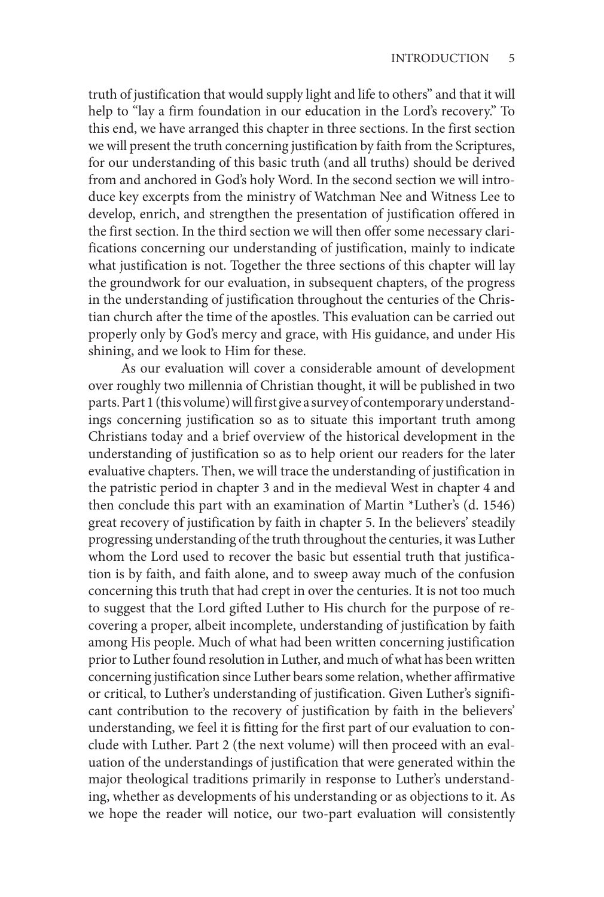truth of justification that would supply light and life to others" and that it will help to "lay a firm foundation in our education in the Lord's recovery." To this end, we have arranged this chapter in three sections. In the first section we will present the truth concerning justification by faith from the Scriptures, for our understanding of this basic truth (and all truths) should be derived from and anchored in God's holy Word. In the second section we will introduce key excerpts from the ministry of Watchman Nee and Witness Lee to develop, enrich, and strengthen the presentation of justification offered in the first section. In the third section we will then offer some necessary clarifications concerning our understanding of justification, mainly to indicate what justification is not. Together the three sections of this chapter will lay the groundwork for our evaluation, in subsequent chapters, of the progress in the understanding of justification throughout the centuries of the Christian church after the time of the apostles. This evaluation can be carried out properly only by God's mercy and grace, with His guidance, and under His shining, and we look to Him for these.

As our evaluation will cover a considerable amount of development over roughly two millennia of Christian thought, it will be published in two parts. Part 1 (this volume) will first give a survey of contemporary understandings concerning justification so as to situate this important truth among Christians today and a brief overview of the historical development in the understanding of justification so as to help orient our readers for the later evaluative chapters. Then, we will trace the understanding of justification in the patristic period in chapter 3 and in the medieval West in chapter 4 and then conclude this part with an examination of Martin *Luther's (d. 1546) great recovery of justification by faith in chapter 5. In the believers' steadily progressing understanding of the truth throughout the centuries, it was Luther whom the Lord used to recover the basic but essential truth that justification is by faith, and faith alone, and to sweep away much of the confusion concerning this truth that had crept in over the centuries. It is not too much to suggest that the Lord gifted Luther to His church for the purpose of recovering a proper, albeit incomplete, understanding of justification by faith among His people. Much of what had been written concerning justification prior to Luther found resolution in Luther, and much of what has been written concerning justification since Luther bears some relation, whether affirmative or critical, to Luther's understanding of justification. Given Luther's significant contribution to the recovery of justification by faith in the believers' understanding, we feel it is fitting for the first part of our evaluation to conclude with Luther. Part 2 (the next volume) will then proceed with an evaluation of the understandings of justification that were generated within the major theological traditions primarily in response to Luther's understanding, whether as developments of his understanding or as objections to it. As we hope the reader will notice, our two-part evaluation will consistently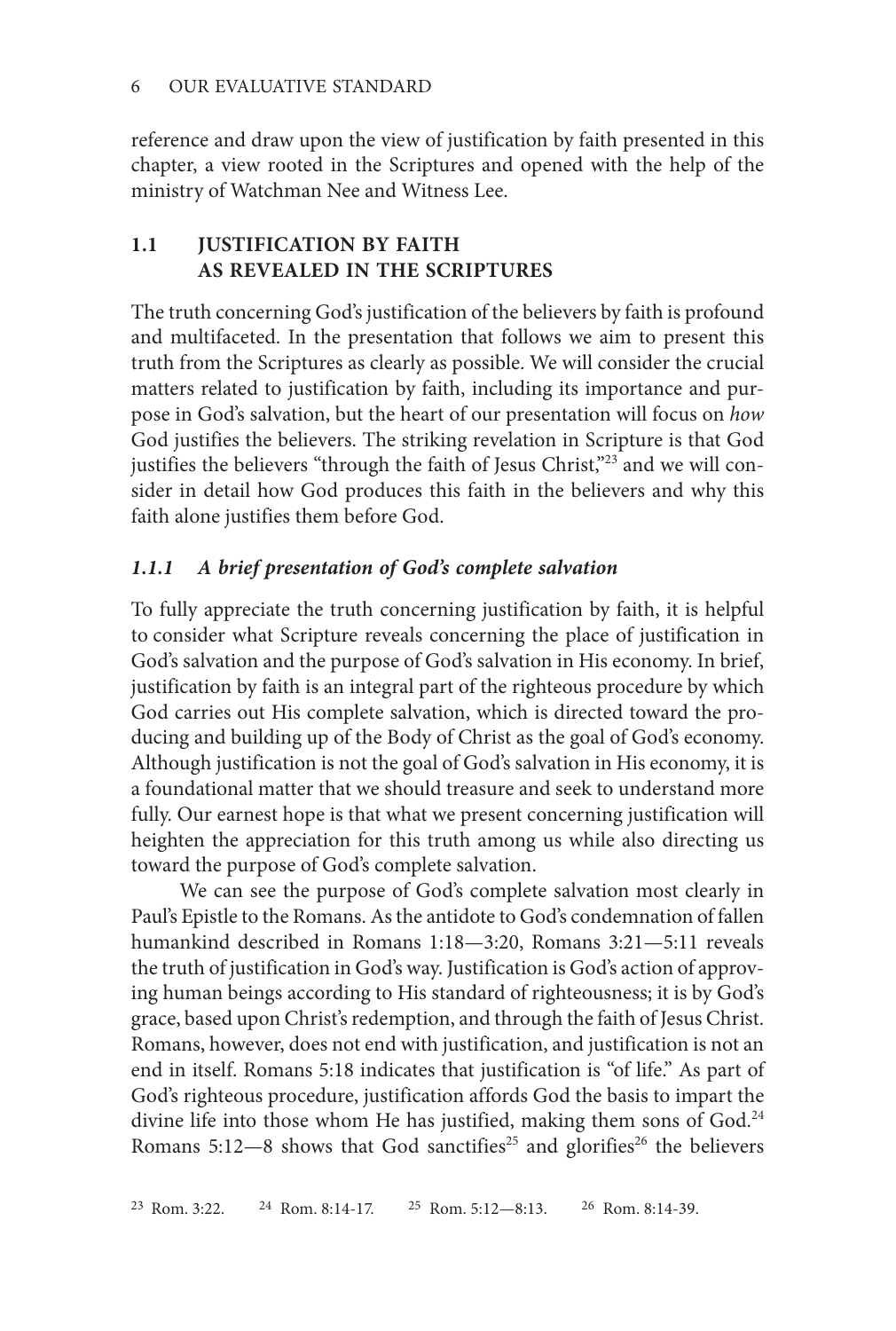reference and draw upon the view of justification by faith presented in this chapter, a view rooted in the Scriptures and opened with the help of the ministry of Watchman Nee and Witness Lee.

## 1.1 JUSTIFICATION BY FAITH AS REVEALED IN THE SCRIPTURES

The truth concerning God's justification of the believers by faith is profound and multifaceted. In the presentation that follows we aim to present this truth from the Scriptures as clearly as possible. We will consider the crucial matters related to justification by faith, including its importance and purpose in God's salvation, but the heart of our presentation will focus on *how* God justifies the believers. The striking revelation in Scripture is that God justifies the believers "through the faith of Jesus Christ,"[23] and we will consider in detail how God produces this faith in the believers and why this faith alone justifies them before God.

### *1.1.1 A brief presentation of God's complete salvation*

To fully appreciate the truth concerning justification by faith, it is helpful to consider what Scripture reveals concerning the place of justification in God's salvation and the purpose of God's salvation in His economy. In brief, justification by faith is an integral part of the righteous procedure by which God carries out His complete salvation, which is directed toward the producing and building up of the Body of Christ as the goal of God's economy. Although justification is not the goal of God's salvation in His economy, it is a foundational matter that we should treasure and seek to understand more fully. Our earnest hope is that what we present concerning justification will heighten the appreciation for this truth among us while also directing us toward the purpose of God's complete salvation.

We can see the purpose of God's complete salvation most clearly in Paul's Epistle to the Romans. As the antidote to God's condemnation of fallen humankind described in Romans 1:18—3:20, Romans 3:21—5:11 reveals the truth of justification in God's way. Justification is God's action of approving human beings according to His standard of righteousness; it is by God's grace, based upon Christ's redemption, and through the faith of Jesus Christ. Romans, however, does not end with justification, and justification is not an end in itself. Romans 5:18 indicates that justification is "of life." As part of God's righteous procedure, justification affords God the basis to impart the divine life into those whom He has justified, making them sons of God.[24] Romans 5:12—8 shows that God sanctifies[25] and glorifies[26] the believers

---

[23] Rom. 3:22. [24] Rom. 8:14-17. [25] Rom. 5:12—8:13. [26] Rom. 8:14-39.